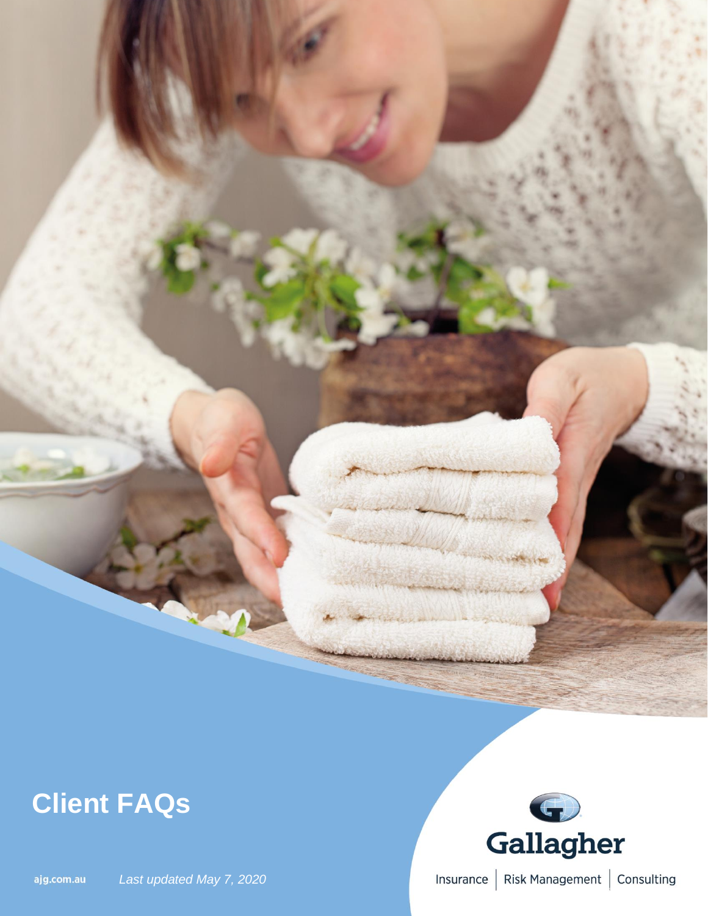# Client FAQs

ajg.com.au

*Last updated May 7, 2020*

Gallagher

Insurance | Risk Management | Consulting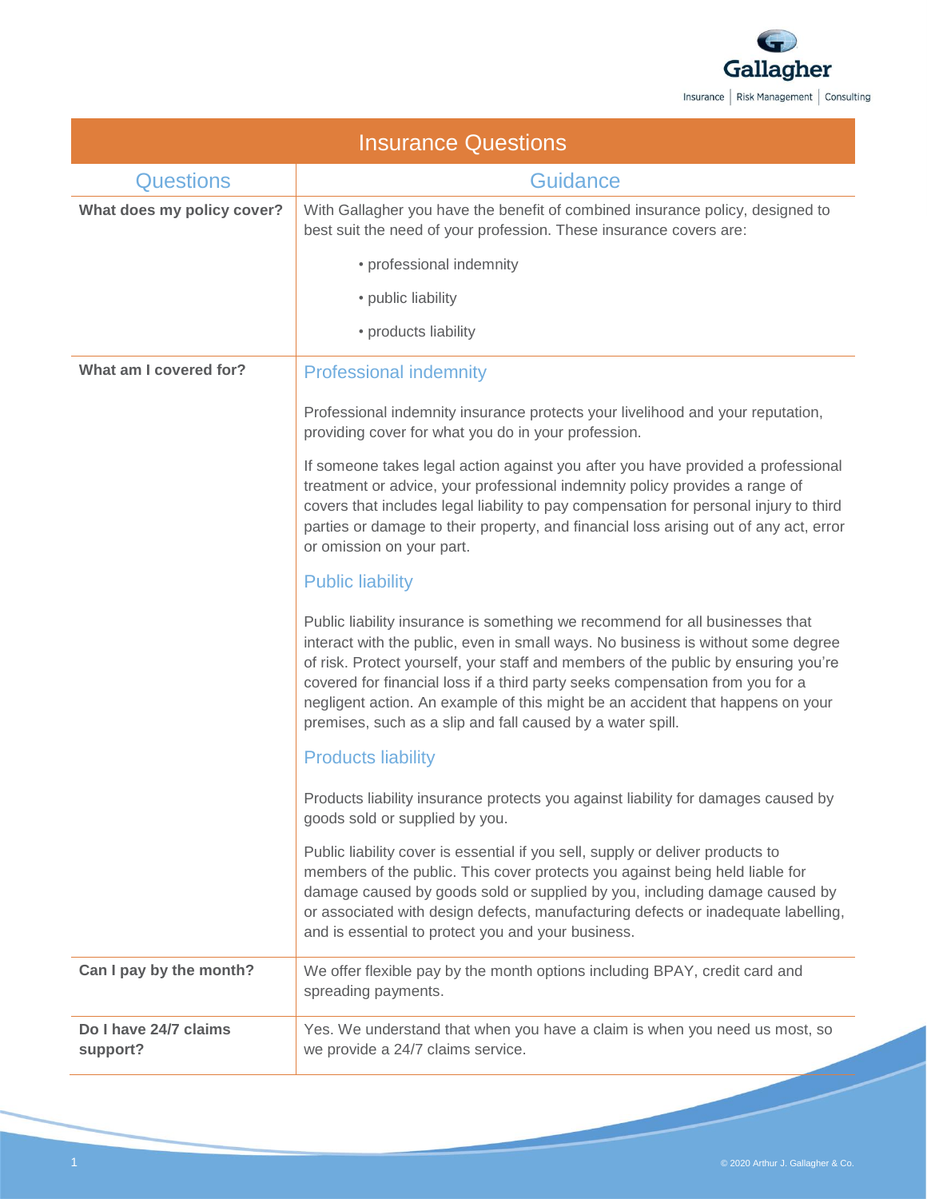## Insurance Questions

| Questions | Guidance |
|---|---|
| **What does my policy cover?** | With Gallagher you have the benefit of combined insurance policy, designed to best suit the need of your profession. These insurance covers are:<br><br>• professional indemnity<br>• public liability<br>• products liability |
| **What am I covered for?** | **Professional indemnity**<br><br>Professional indemnity insurance protects your livelihood and your reputation, providing cover for what you do in your profession.<br><br>If someone takes legal action against you after you have provided a professional treatment or advice, your professional indemnity policy provides a range of covers that includes legal liability to pay compensation for personal injury to third parties or damage to their property, and financial loss arising out of any act, error or omission on your part.<br><br>**Public liability**<br><br>Public liability insurance is something we recommend for all businesses that interact with the public, even in small ways. No business is without some degree of risk. Protect yourself, your staff and members of the public by ensuring you're covered for financial loss if a third party seeks compensation from you for a negligent action. An example of this might be an accident that happens on your premises, such as a slip and fall caused by a water spill.<br><br>**Products liability**<br><br>Products liability insurance protects you against liability for damages caused by goods sold or supplied by you.<br><br>Public liability cover is essential if you sell, supply or deliver products to members of the public. This cover protects you against being held liable for damage caused by goods sold or supplied by you, including damage caused by or associated with design defects, manufacturing defects or inadequate labelling, and is essential to protect you and your business. |
| **Can I pay by the month?** | We offer flexible pay by the month options including BPAY, credit card and spreading payments. |
| **Do I have 24/7 claims support?** | Yes. We understand that when you have a claim is when you need us most, so we provide a 24/7 claims service. |

© 2020 Arthur J. Gallagher & Co.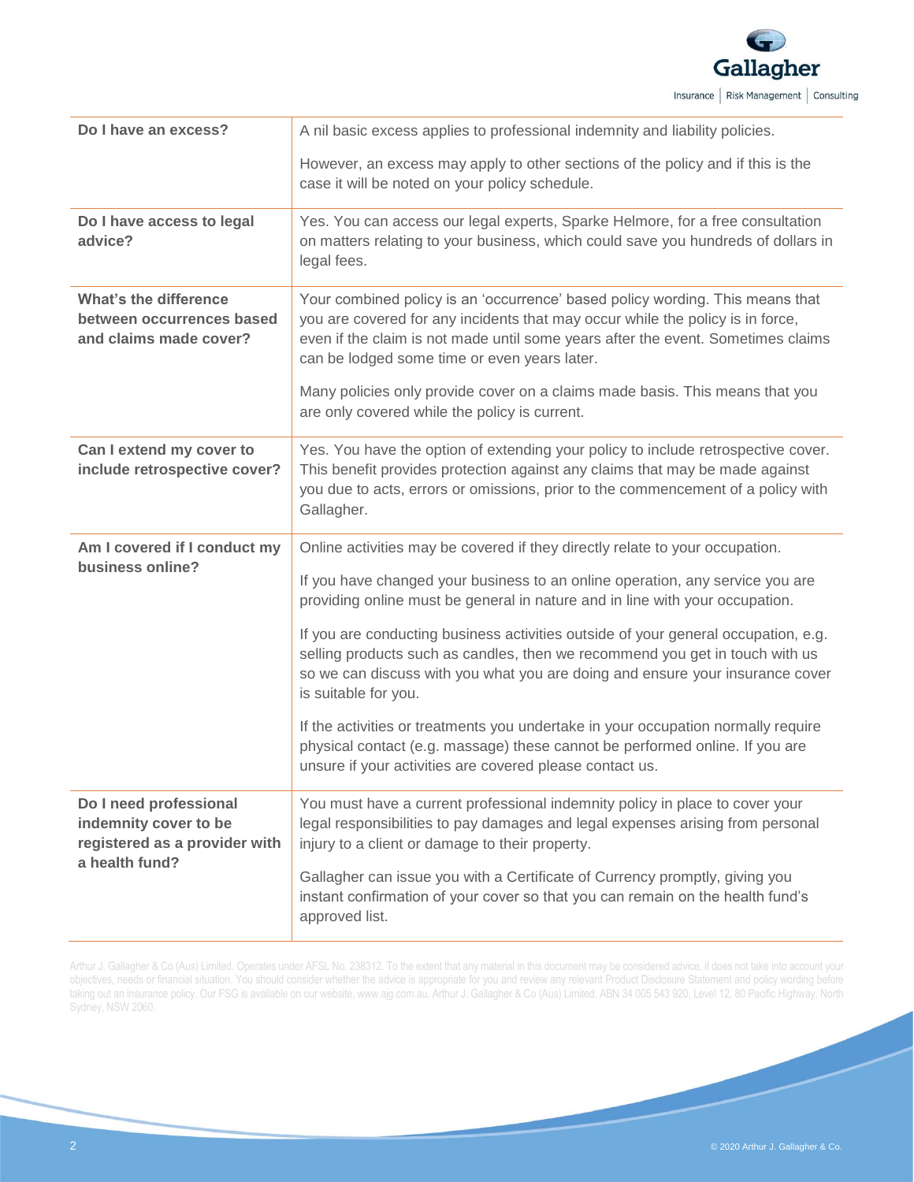| | |
|---|---|
| **Do I have an excess?** | A nil basic excess applies to professional indemnity and liability policies.<br><br>However, an excess may apply to other sections of the policy and if this is the case it will be noted on your policy schedule. |
| **Do I have access to legal advice?** | Yes. You can access our legal experts, Sparke Helmore, for a free consultation on matters relating to your business, which could save you hundreds of dollars in legal fees. |
| **What's the difference between occurrences based and claims made cover?** | Your combined policy is an 'occurrence' based policy wording. This means that you are covered for any incidents that may occur while the policy is in force, even if the claim is not made until some years after the event. Sometimes claims can be lodged some time or even years later.<br><br>Many policies only provide cover on a claims made basis. This means that you are only covered while the policy is current. |
| **Can I extend my cover to include retrospective cover?** | Yes. You have the option of extending your policy to include retrospective cover. This benefit provides protection against any claims that may be made against you due to acts, errors or omissions, prior to the commencement of a policy with Gallagher. |
| **Am I covered if I conduct my business online?** | Online activities may be covered if they directly relate to your occupation.<br><br>If you have changed your business to an online operation, any service you are providing online must be general in nature and in line with your occupation.<br><br>If you are conducting business activities outside of your general occupation, e.g. selling products such as candles, then we recommend you get in touch with us so we can discuss with you what you are doing and ensure your insurance cover is suitable for you.<br><br>If the activities or treatments you undertake in your occupation normally require physical contact (e.g. massage) these cannot be performed online. If you are unsure if your activities are covered please contact us. |
| **Do I need professional indemnity cover to be registered as a provider with a health fund?** | You must have a current professional indemnity policy in place to cover your legal responsibilities to pay damages and legal expenses arising from personal injury to a client or damage to their property.<br><br>Gallagher can issue you with a Certificate of Currency promptly, giving you instant confirmation of your cover so that you can remain on the health fund's approved list. |

Arthur J. Gallagher & Co (Aus) Limited. Operates under AFSL No. 238312. To the extent that any material in this document may be considered advice, it does not take into account your objectives, needs or financial situation. You should consider whether the advice is appropriate for you and review any relevant Product Disclosure Statement and policy wording before taking out an insurance policy. Our FSG is available on our website, www.ajg.com.au. Arthur J. Gallagher & Co (Aus) Limited. ABN 34 005 543 920, Level 12, 80 Pacific Highway, North Sydney, NSW 2060.

© 2020 Arthur J. Gallagher & Co.